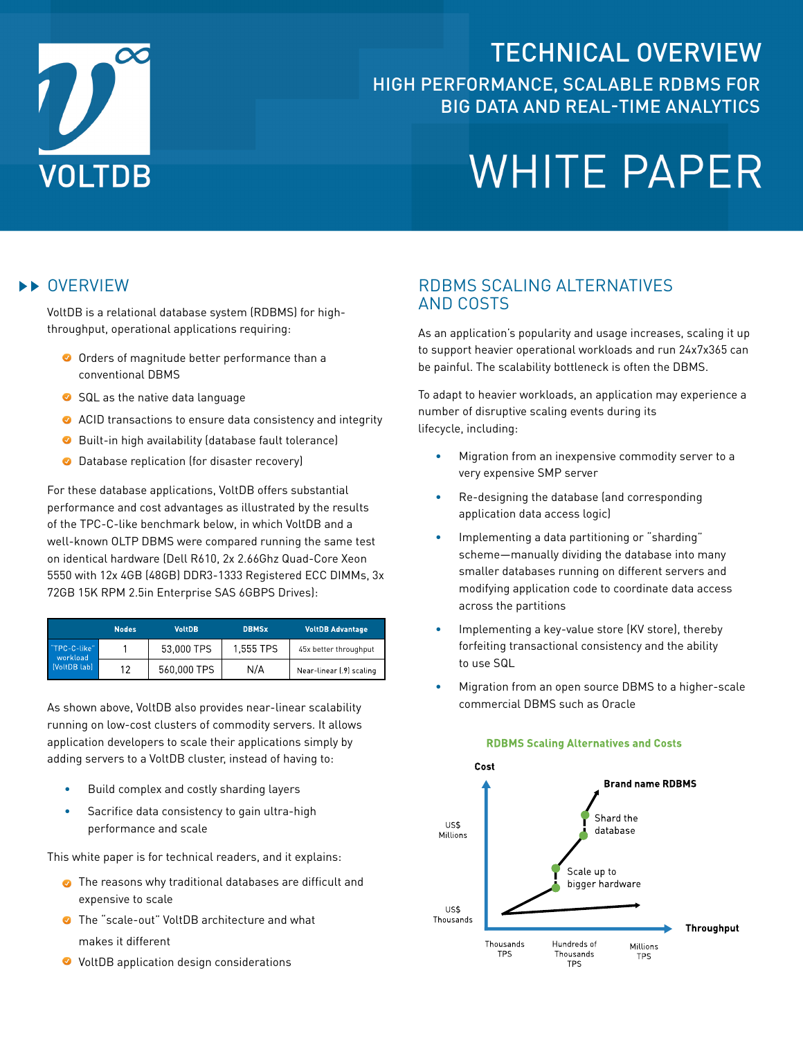# TECHNICAL OVERVIEW

## HIGH PERFORMANCE, SCALABLE RDBMS FOR BIG DATA AND REAL-TIME ANALYTICS

# WHITE PAPER

## OVERVIEW

VoltDB is a relational database system (RDBMS) for high-throughput, operational applications requiring:

- Orders of magnitude better performance than a conventional DBMS
- SQL as the native data language
- ACID transactions to ensure data consistency and integrity
- Built-in high availability (database fault tolerance)
- Database replication (for disaster recovery)

For these database applications, VoltDB offers substantial performance and cost advantages as illustrated by the results of the TPC-C-like benchmark below, in which VoltDB and a well-known OLTP DBMS were compared running the same test on identical hardware (Dell R610, 2x 2.66Ghz Quad-Core Xeon 5550 with 12x 4GB (48GB) DDR3-1333 Registered ECC DIMMs, 3x 72GB 15K RPM 2.5in Enterprise SAS 6GBPS Drives):

| | Nodes | VoltDB | DBMSx | VoltDB Advantage |
|---|---|---|---|---|
| "TPC-C-like" workload (VoltDB lab) | 1 | 53,000 TPS | 1,555 TPS | 45x better throughput |
| | 12 | 560,000 TPS | N/A | Near-linear (.9) scaling |

As shown above, VoltDB also provides near-linear scalability running on low-cost clusters of commodity servers. It allows application developers to scale their applications simply by adding servers to a VoltDB cluster, instead of having to:

- Build complex and costly sharding layers
- Sacrifice data consistency to gain ultra-high performance and scale

This white paper is for technical readers, and it explains:

- The reasons why traditional databases are difficult and expensive to scale
- The "scale-out" VoltDB architecture and what makes it different
- VoltDB application design considerations

## RDBMS SCALING ALTERNATIVES AND COSTS

As an application's popularity and usage increases, scaling it up to support heavier operational workloads and run 24x7x365 can be painful. The scalability bottleneck is often the DBMS.

To adapt to heavier workloads, an application may experience a number of disruptive scaling events during its lifecycle, including:

- Migration from an inexpensive commodity server to a very expensive SMP server
- Re-designing the database (and corresponding application data access logic)
- Implementing a data partitioning or "sharding" scheme—manually dividing the database into many smaller databases running on different servers and modifying application code to coordinate data access across the partitions
- Implementing a key-value store (KV store), thereby forfeiting transactional consistency and the ability to use SQL
- Migration from an open source DBMS to a higher-scale commercial DBMS such as Oracle

**RDBMS Scaling Alternatives and Costs**

Cost: US$ Thousands → US$ Millions; Throughput: Thousands TPS → Hundreds of Thousands TPS → Millions TPS. Labels: Scale up to bigger hardware; Shard the database; Brand name RDBMS.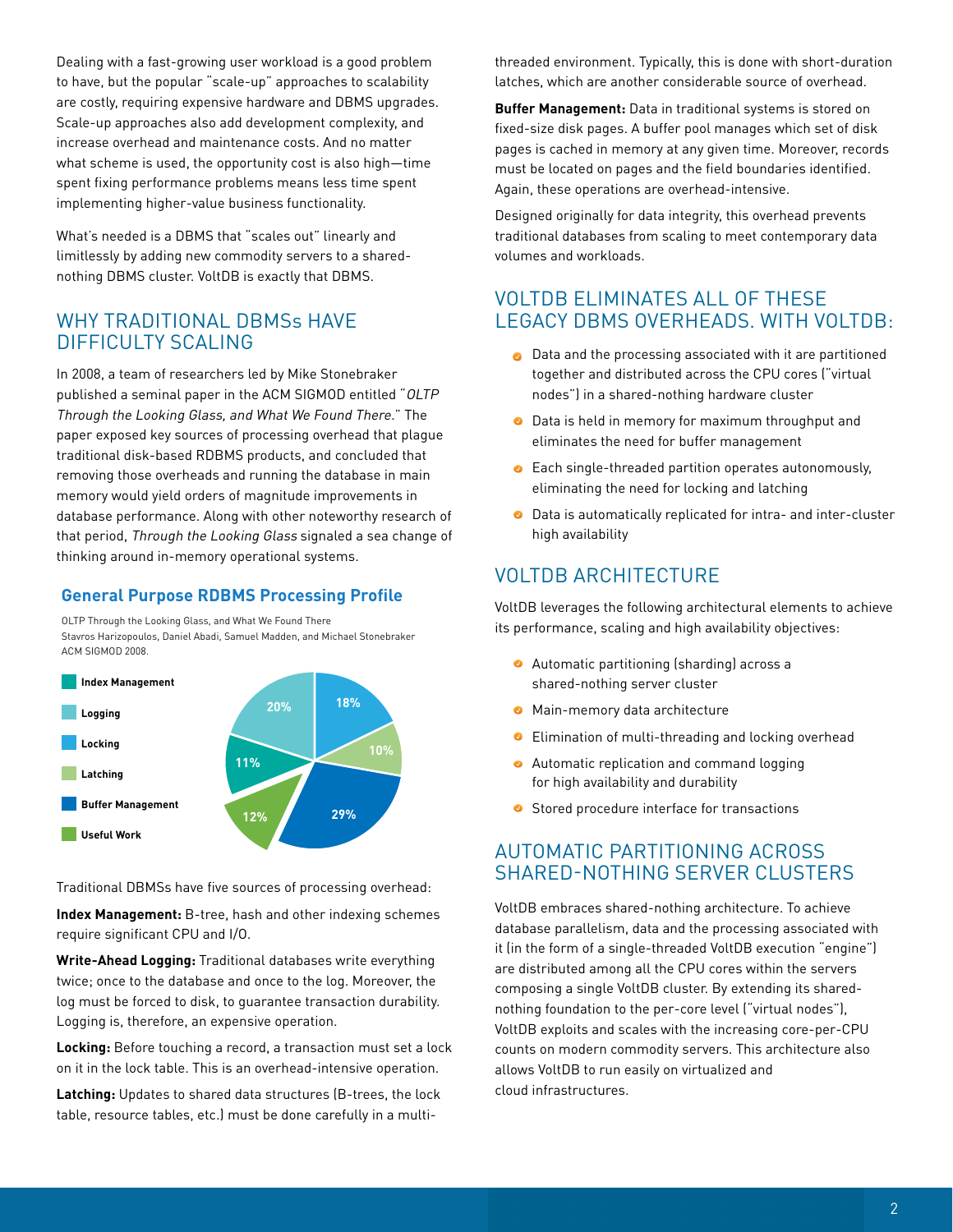Dealing with a fast-growing user workload is a good problem to have, but the popular "scale-up" approaches to scalability are costly, requiring expensive hardware and DBMS upgrades. Scale-up approaches also add development complexity, and increase overhead and maintenance costs. And no matter what scheme is used, the opportunity cost is also high—time spent fixing performance problems means less time spent implementing higher-value business functionality.

What's needed is a DBMS that "scales out" linearly and limitlessly by adding new commodity servers to a shared-nothing DBMS cluster. VoltDB is exactly that DBMS.

## WHY TRADITIONAL DBMSs HAVE DIFFICULTY SCALING

In 2008, a team of researchers led by Mike Stonebraker published a seminal paper in the ACM SIGMOD entitled "*OLTP Through the Looking Glass, and What We Found There.*" The paper exposed key sources of processing overhead that plague traditional disk-based RDBMS products, and concluded that removing those overheads and running the database in main memory would yield orders of magnitude improvements in database performance. Along with other noteworthy research of that period, *Through the Looking Glass* signaled a sea change of thinking around in-memory operational systems.

### General Purpose RDBMS Processing Profile

OLTP Through the Looking Glass, and What We Found There
Stavros Harizopoulos, Daniel Abadi, Samuel Madden, and Michael Stonebraker
ACM SIGMOD 2008.

| Category | Share |
|---|---|
| Index Management | 11% |
| Logging | 20% |
| Locking | 18% |
| Latching | 10% |
| Buffer Management | 29% |
| Useful Work | 12% |

Traditional DBMSs have five sources of processing overhead:

**Index Management:** B-tree, hash and other indexing schemes require significant CPU and I/O.

**Write-Ahead Logging:** Traditional databases write everything twice; once to the database and once to the log. Moreover, the log must be forced to disk, to guarantee transaction durability. Logging is, therefore, an expensive operation.

**Locking:** Before touching a record, a transaction must set a lock on it in the lock table. This is an overhead-intensive operation.

**Latching:** Updates to shared data structures (B-trees, the lock table, resource tables, etc.) must be done carefully in a multi-threaded environment. Typically, this is done with short-duration latches, which are another considerable source of overhead.

**Buffer Management:** Data in traditional systems is stored on fixed-size disk pages. A buffer pool manages which set of disk pages is cached in memory at any given time. Moreover, records must be located on pages and the field boundaries identified. Again, these operations are overhead-intensive.

Designed originally for data integrity, this overhead prevents traditional databases from scaling to meet contemporary data volumes and workloads.

## VOLTDB ELIMINATES ALL OF THESE LEGACY DBMS OVERHEADS. WITH VOLTDB:

- Data and the processing associated with it are partitioned together and distributed across the CPU cores ("virtual nodes") in a shared-nothing hardware cluster
- Data is held in memory for maximum throughput and eliminates the need for buffer management
- Each single-threaded partition operates autonomously, eliminating the need for locking and latching
- Data is automatically replicated for intra- and inter-cluster high availability

## VOLTDB ARCHITECTURE

VoltDB leverages the following architectural elements to achieve its performance, scaling and high availability objectives:

- Automatic partitioning (sharding) across a shared-nothing server cluster
- Main-memory data architecture
- Elimination of multi-threading and locking overhead
- Automatic replication and command logging for high availability and durability
- Stored procedure interface for transactions

## AUTOMATIC PARTITIONING ACROSS SHARED-NOTHING SERVER CLUSTERS

VoltDB embraces shared-nothing architecture. To achieve database parallelism, data and the processing associated with it (in the form of a single-threaded VoltDB execution "engine") are distributed among all the CPU cores within the servers composing a single VoltDB cluster. By extending its shared-nothing foundation to the per-core level ("virtual nodes"), VoltDB exploits and scales with the increasing core-per-CPU counts on modern commodity servers. This architecture also allows VoltDB to run easily on virtualized and cloud infrastructures.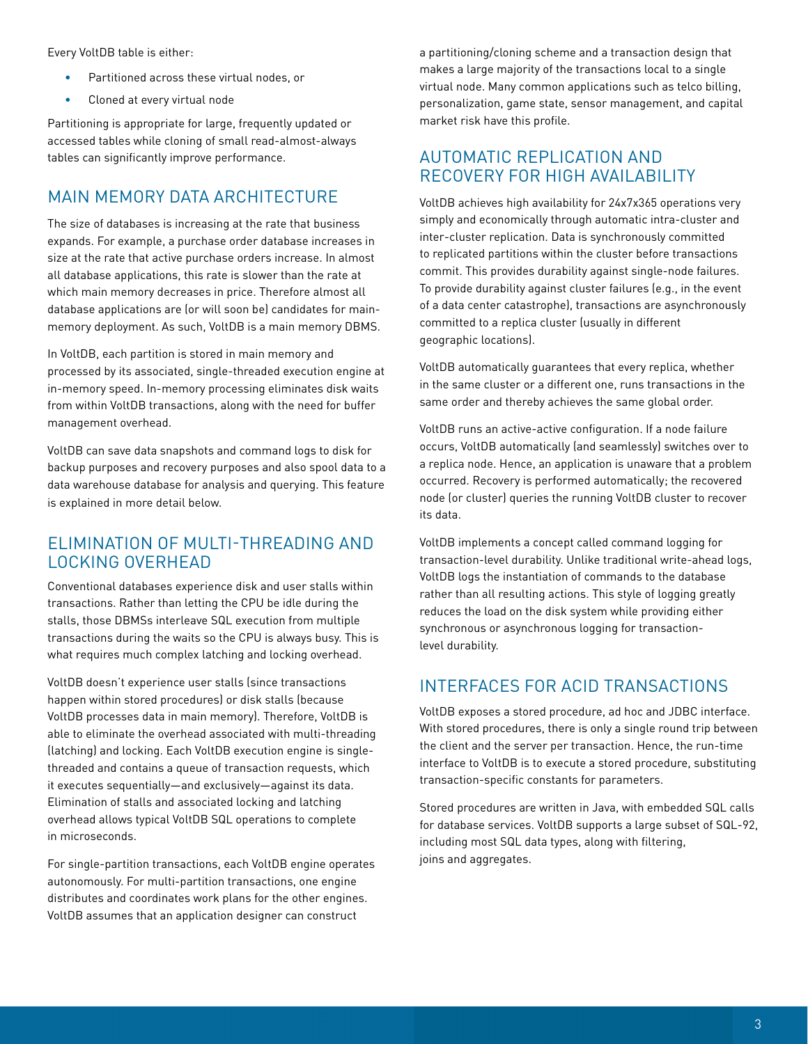Every VoltDB table is either:

- Partitioned across these virtual nodes, or
- Cloned at every virtual node

Partitioning is appropriate for large, frequently updated or accessed tables while cloning of small read-almost-always tables can significantly improve performance.

## MAIN MEMORY DATA ARCHITECTURE

The size of databases is increasing at the rate that business expands. For example, a purchase order database increases in size at the rate that active purchase orders increase. In almost all database applications, this rate is slower than the rate at which main memory decreases in price. Therefore almost all database applications are (or will soon be) candidates for main-memory deployment. As such, VoltDB is a main memory DBMS.

In VoltDB, each partition is stored in main memory and processed by its associated, single-threaded execution engine at in-memory speed. In-memory processing eliminates disk waits from within VoltDB transactions, along with the need for buffer management overhead.

VoltDB can save data snapshots and command logs to disk for backup purposes and recovery purposes and also spool data to a data warehouse database for analysis and querying. This feature is explained in more detail below.

## ELIMINATION OF MULTI-THREADING AND LOCKING OVERHEAD

Conventional databases experience disk and user stalls within transactions. Rather than letting the CPU be idle during the stalls, those DBMSs interleave SQL execution from multiple transactions during the waits so the CPU is always busy. This is what requires much complex latching and locking overhead.

VoltDB doesn't experience user stalls (since transactions happen within stored procedures) or disk stalls (because VoltDB processes data in main memory). Therefore, VoltDB is able to eliminate the overhead associated with multi-threading (latching) and locking. Each VoltDB execution engine is single-threaded and contains a queue of transaction requests, which it executes sequentially—and exclusively—against its data. Elimination of stalls and associated locking and latching overhead allows typical VoltDB SQL operations to complete in microseconds.

For single-partition transactions, each VoltDB engine operates autonomously. For multi-partition transactions, one engine distributes and coordinates work plans for the other engines. VoltDB assumes that an application designer can construct a partitioning/cloning scheme and a transaction design that makes a large majority of the transactions local to a single virtual node. Many common applications such as telco billing, personalization, game state, sensor management, and capital market risk have this profile.

## AUTOMATIC REPLICATION AND RECOVERY FOR HIGH AVAILABILITY

VoltDB achieves high availability for 24x7x365 operations very simply and economically through automatic intra-cluster and inter-cluster replication. Data is synchronously committed to replicated partitions within the cluster before transactions commit. This provides durability against single-node failures. To provide durability against cluster failures (e.g., in the event of a data center catastrophe), transactions are asynchronously committed to a replica cluster (usually in different geographic locations).

VoltDB automatically guarantees that every replica, whether in the same cluster or a different one, runs transactions in the same order and thereby achieves the same global order.

VoltDB runs an active-active configuration. If a node failure occurs, VoltDB automatically (and seamlessly) switches over to a replica node. Hence, an application is unaware that a problem occurred. Recovery is performed automatically; the recovered node (or cluster) queries the running VoltDB cluster to recover its data.

VoltDB implements a concept called command logging for transaction-level durability. Unlike traditional write-ahead logs, VoltDB logs the instantiation of commands to the database rather than all resulting actions. This style of logging greatly reduces the load on the disk system while providing either synchronous or asynchronous logging for transaction-level durability.

## INTERFACES FOR ACID TRANSACTIONS

VoltDB exposes a stored procedure, ad hoc and JDBC interface. With stored procedures, there is only a single round trip between the client and the server per transaction. Hence, the run-time interface to VoltDB is to execute a stored procedure, substituting transaction-specific constants for parameters.

Stored procedures are written in Java, with embedded SQL calls for database services. VoltDB supports a large subset of SQL-92, including most SQL data types, along with filtering, joins and aggregates.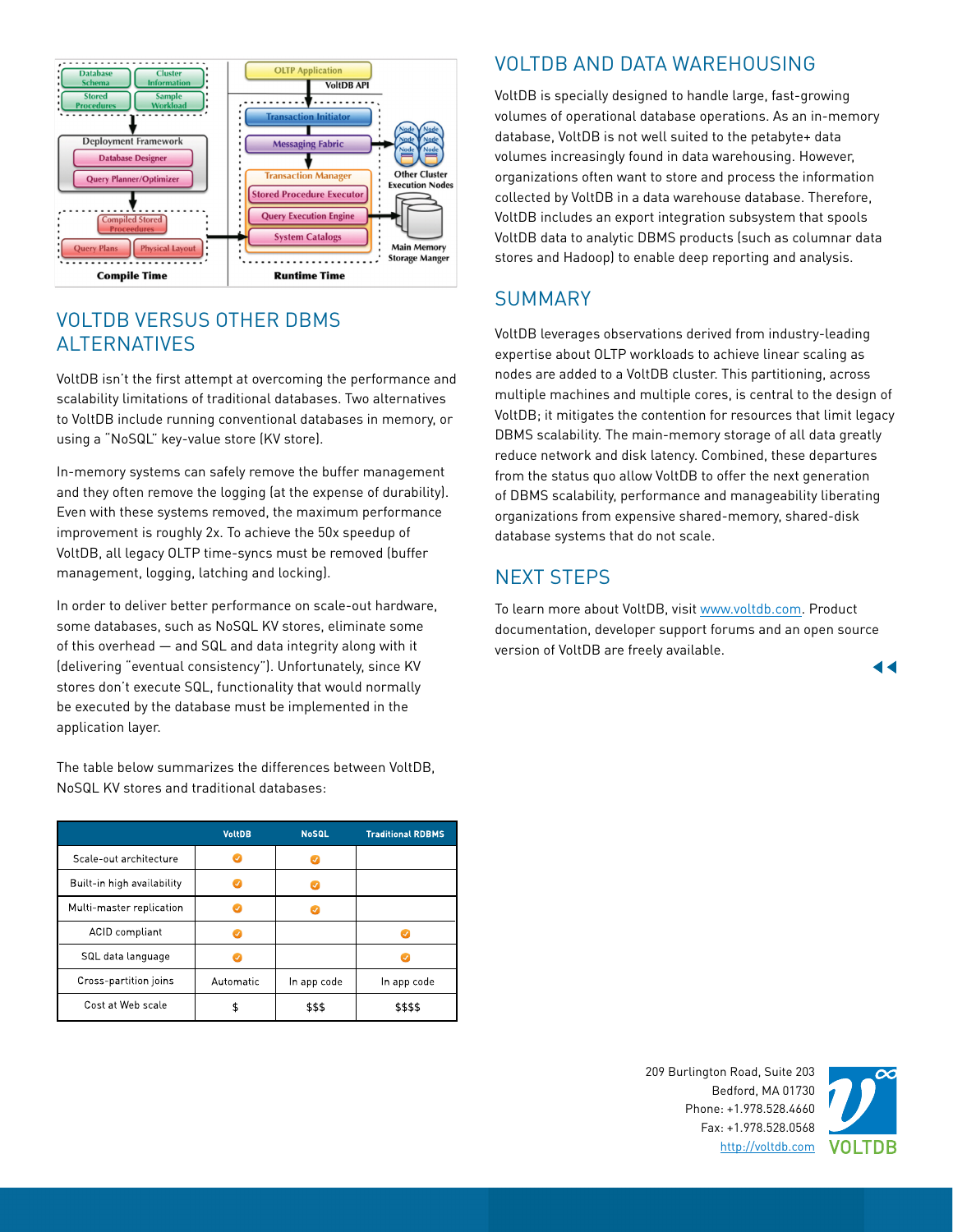Database Schema
Cluster Information
Stored Procedures
Sample Workload
Deployment Framework
Database Designer
Query Planner/Optimizer
Compiled Stored Procedures
Query Plans
Physical Layout
Compile Time

OLTP Application
VoltDB API
Transaction Initiator
Messaging Fabric
Transaction Manager
Stored Procedure Executor
Query Execution Engine
System Catalogs
Node
Other Cluster Execution Nodes
Main Memory Storage Manger
Runtime Time

## VOLTDB VERSUS OTHER DBMS ALTERNATIVES

VoltDB isn't the first attempt at overcoming the performance and scalability limitations of traditional databases. Two alternatives to VoltDB include running conventional databases in memory, or using a "NoSQL" key-value store (KV store).

In-memory systems can safely remove the buffer management and they often remove the logging (at the expense of durability). Even with these systems removed, the maximum performance improvement is roughly 2x. To achieve the 50x speedup of VoltDB, all legacy OLTP time-syncs must be removed (buffer management, logging, latching and locking).

In order to deliver better performance on scale-out hardware, some databases, such as NoSQL KV stores, eliminate some of this overhead — and SQL and data integrity along with it (delivering "eventual consistency"). Unfortunately, since KV stores don't execute SQL, functionality that would normally be executed by the database must be implemented in the application layer.

The table below summarizes the differences between VoltDB, NoSQL KV stores and traditional databases:

| | VoltDB | NoSQL | Traditional RDBMS |
|---|---|---|---|
| Scale-out architecture | ✓ | ✓ | |
| Built-in high availability | ✓ | ✓ | |
| Multi-master replication | ✓ | ✓ | |
| ACID compliant | ✓ | | ✓ |
| SQL data language | ✓ | | ✓ |
| Cross-partition joins | Automatic | In app code | In app code |
| Cost at Web scale | $ | $$$ | $$$$ |

## VOLTDB AND DATA WAREHOUSING

VoltDB is specially designed to handle large, fast-growing volumes of operational database operations. As an in-memory database, VoltDB is not well suited to the petabyte+ data volumes increasingly found in data warehousing. However, organizations often want to store and process the information collected by VoltDB in a data warehouse database. Therefore, VoltDB includes an export integration subsystem that spools VoltDB data to analytic DBMS products (such as columnar data stores and Hadoop) to enable deep reporting and analysis.

## SUMMARY

VoltDB leverages observations derived from industry-leading expertise about OLTP workloads to achieve linear scaling as nodes are added to a VoltDB cluster. This partitioning, across multiple machines and multiple cores, is central to the design of VoltDB; it mitigates the contention for resources that limit legacy DBMS scalability. The main-memory storage of all data greatly reduce network and disk latency. Combined, these departures from the status quo allow VoltDB to offer the next generation of DBMS scalability, performance and manageability liberating organizations from expensive shared-memory, shared-disk database systems that do not scale.

## NEXT STEPS

To learn more about VoltDB, visit www.voltdb.com. Product documentation, developer support forums and an open source version of VoltDB are freely available.

209 Burlington Road, Suite 203
Bedford, MA 01730
Phone: +1.978.528.4660
Fax: +1.978.528.0568
http://voltdb.com

VOLTDB